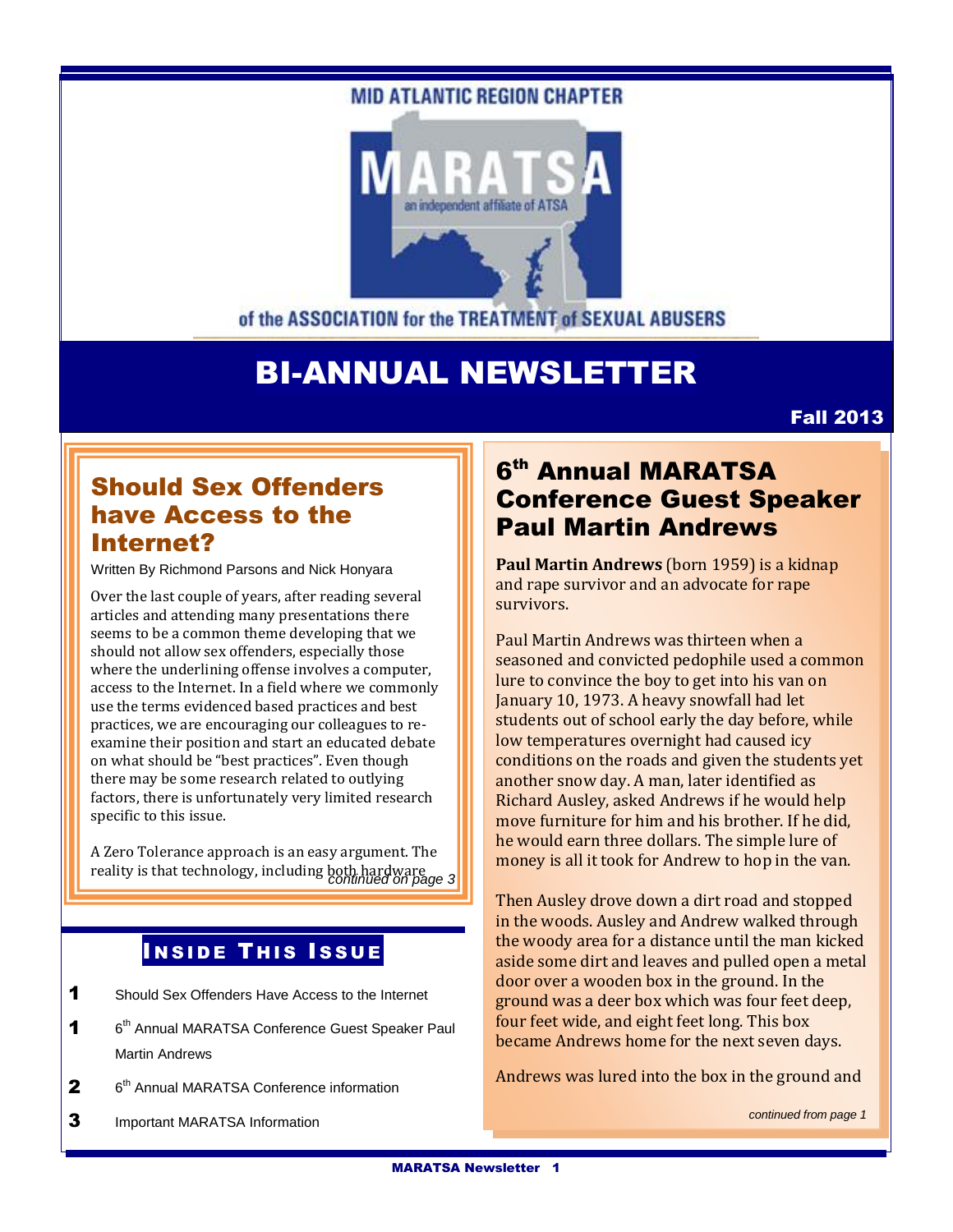MID ATLANTIC REGION CHAPTER

MARATSA

an independent affiliate of ATSA

of the ASSOCIATION for the TREATMENT of SEXUAL ABUSERS

# BI-ANNUAL NEWSLETTER

Fall 2013

## Should Sex Offenders have Access to the Internet?

Written By Richmond Parsons and Nick Honyara

Over the last couple of years, after reading several articles and attending many presentations there seems to be a common theme developing that we should not allow sex offenders, especially those where the underlining offense involves a computer, access to the Internet. In a field where we commonly use the terms evidenced based practices and best practices, we are encouraging our colleagues to re-examine their position and start an educated debate on what should be "best practices". Even though there may be some research related to outlying factors, there is unfortunately very limited research specific to this issue.

A Zero Tolerance approach is an easy argument. The reality is that technology, including both hardware

*continued on page 3*

## Inside This Issue

| | |
|---|---|
| 1 | Should Sex Offenders Have Access to the Internet |
| 1 | 6th Annual MARATSA Conference Guest Speaker Paul Martin Andrews |
| 2 | 6th Annual MARATSA Conference information |
| 3 | Important MARATSA Information |

## 6th Annual MARATSA Conference Guest Speaker Paul Martin Andrews

**Paul Martin Andrews** (born 1959) is a kidnap and rape survivor and an advocate for rape survivors.

Paul Martin Andrews was thirteen when a seasoned and convicted pedophile used a common lure to convince the boy to get into his van on January 10, 1973. A heavy snowfall had let students out of school early the day before, while low temperatures overnight had caused icy conditions on the roads and given the students yet another snow day. A man, later identified as Richard Ausley, asked Andrews if he would help move furniture for him and his brother. If he did, he would earn three dollars. The simple lure of money is all it took for Andrew to hop in the van.

Then Ausley drove down a dirt road and stopped in the woods. Ausley and Andrew walked through the woody area for a distance until the man kicked aside some dirt and leaves and pulled open a metal door over a wooden box in the ground. In the ground was a deer box which was four feet deep, four feet wide, and eight feet long. This box became Andrews home for the next seven days.

Andrews was lured into the box in the ground and

*continued from page 1*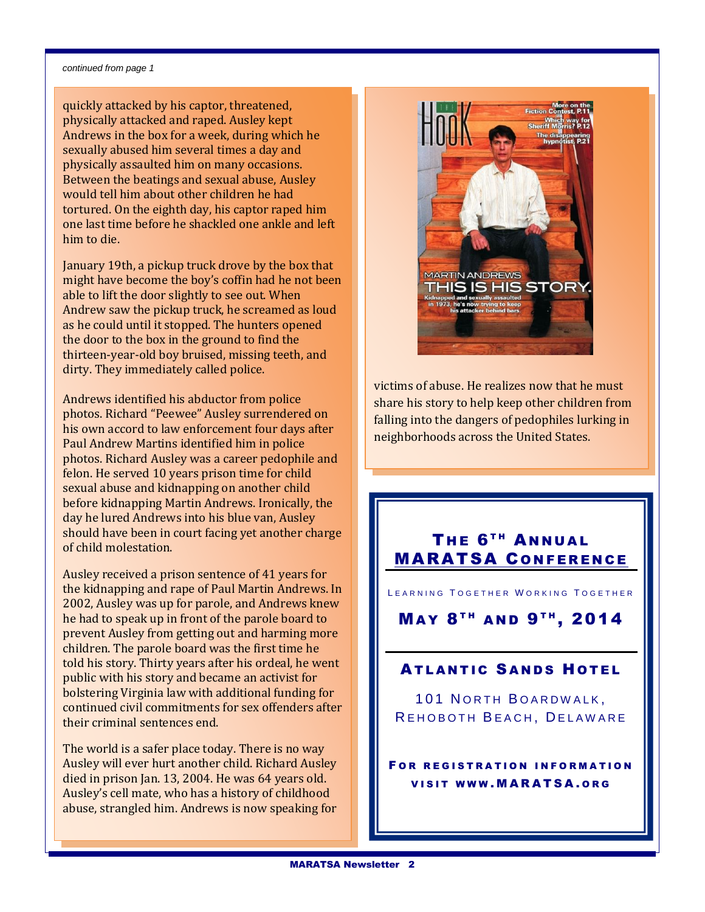*continued from page 1*

quickly attacked by his captor, threatened, physically attacked and raped. Ausley kept Andrews in the box for a week, during which he sexually abused him several times a day and physically assaulted him on many occasions. Between the beatings and sexual abuse, Ausley would tell him about other children he had tortured. On the eighth day, his captor raped him one last time before he shackled one ankle and left him to die.

January 19th, a pickup truck drove by the box that might have become the boy's coffin had he not been able to lift the door slightly to see out. When Andrew saw the pickup truck, he screamed as loud as he could until it stopped. The hunters opened the door to the box in the ground to find the thirteen-year-old boy bruised, missing teeth, and dirty. They immediately called police.

Andrews identified his abductor from police photos. Richard "Peewee" Ausley surrendered on his own accord to law enforcement four days after Paul Andrew Martins identified him in police photos. Richard Ausley was a career pedophile and felon. He served 10 years prison time for child sexual abuse and kidnapping on another child before kidnapping Martin Andrews. Ironically, the day he lured Andrews into his blue van, Ausley should have been in court facing yet another charge of child molestation.

Ausley received a prison sentence of 41 years for the kidnapping and rape of Paul Martin Andrews. In 2002, Ausley was up for parole, and Andrews knew he had to speak up in front of the parole board to prevent Ausley from getting out and harming more children. The parole board was the first time he told his story. Thirty years after his ordeal, he went public with his story and became an activist for bolstering Virginia law with additional funding for continued civil commitments for sex offenders after their criminal sentences end.

The world is a safer place today. There is no way Ausley will ever hurt another child. Richard Ausley died in prison Jan. 13, 2004. He was 64 years old. Ausley's cell mate, who has a history of childhood abuse, strangled him. Andrews is now speaking for victims of abuse. He realizes now that he must share his story to help keep other children from falling into the dangers of pedophiles lurking in neighborhoods across the United States.

## The 6th Annual MARATSA Conference

LEARNING TOGETHER WORKING TOGETHER

**May 8th and 9th, 2014**

**Atlantic Sands Hotel**

101 North Boardwalk,
Rehoboth Beach, Delaware

**For registration information visit www.MARATSA.org**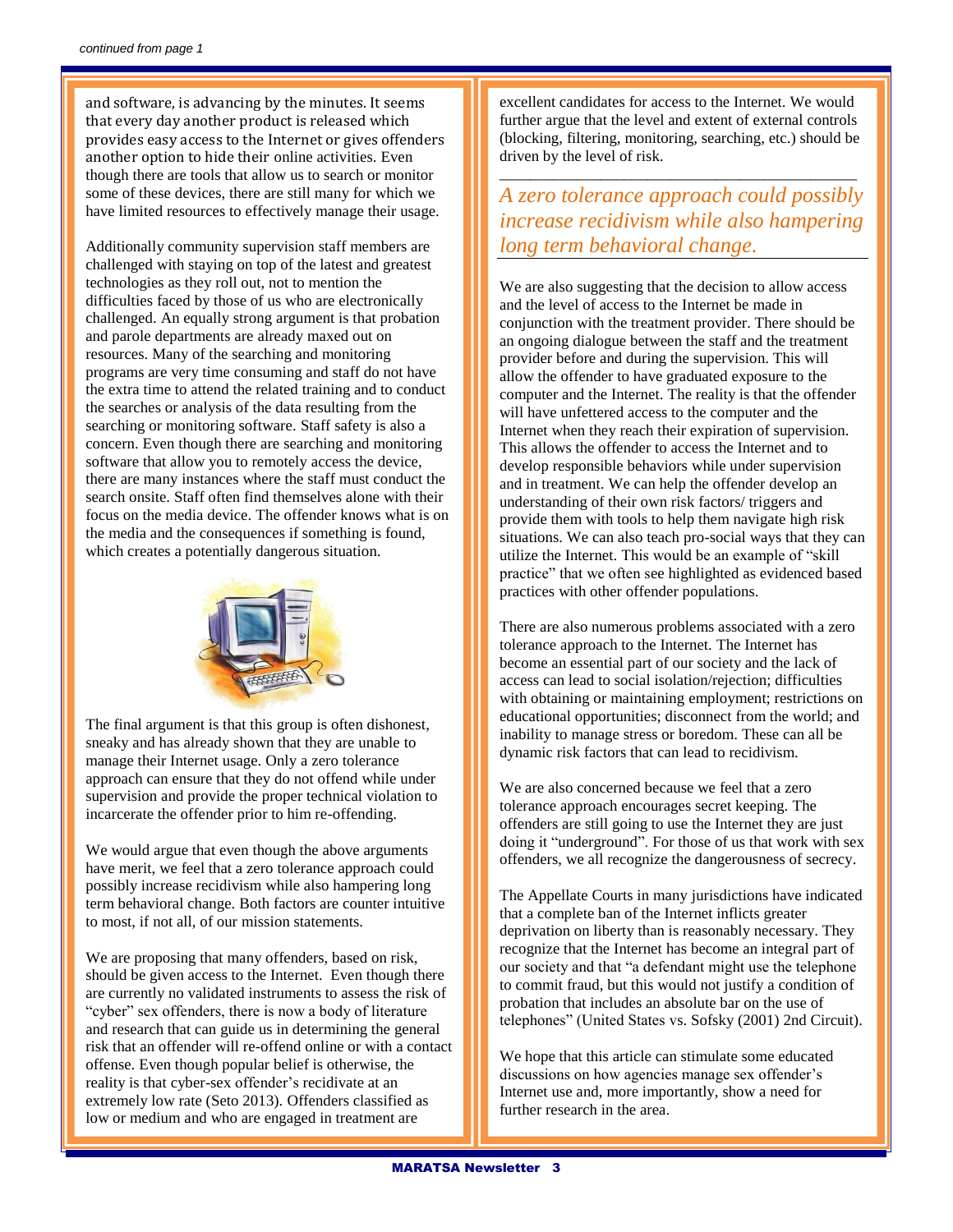*continued from page 1*

and software, is advancing by the minutes. It seems that every day another product is released which provides easy access to the Internet or gives offenders another option to hide their online activities. Even though there are tools that allow us to search or monitor some of these devices, there are still many for which we have limited resources to effectively manage their usage.

Additionally community supervision staff members are challenged with staying on top of the latest and greatest technologies as they roll out, not to mention the difficulties faced by those of us who are electronically challenged. An equally strong argument is that probation and parole departments are already maxed out on resources. Many of the searching and monitoring programs are very time consuming and staff do not have the extra time to attend the related training and to conduct the searches or analysis of the data resulting from the searching or monitoring software. Staff safety is also a concern. Even though there are searching and monitoring software that allow you to remotely access the device, there are many instances where the staff must conduct the search onsite. Staff often find themselves alone with their focus on the media device. The offender knows what is on the media and the consequences if something is found, which creates a potentially dangerous situation.

The final argument is that this group is often dishonest, sneaky and has already shown that they are unable to manage their Internet usage. Only a zero tolerance approach can ensure that they do not offend while under supervision and provide the proper technical violation to incarcerate the offender prior to him re-offending.

We would argue that even though the above arguments have merit, we feel that a zero tolerance approach could possibly increase recidivism while also hampering long term behavioral change. Both factors are counter intuitive to most, if not all, of our mission statements.

We are proposing that many offenders, based on risk, should be given access to the Internet. Even though there are currently no validated instruments to assess the risk of "cyber" sex offenders, there is now a body of literature and research that can guide us in determining the general risk that an offender will re-offend online or with a contact offense. Even though popular belief is otherwise, the reality is that cyber-sex offender's recidivate at an extremely low rate (Seto 2013). Offenders classified as low or medium and who are engaged in treatment are excellent candidates for access to the Internet. We would further argue that the level and extent of external controls (blocking, filtering, monitoring, searching, etc.) should be driven by the level of risk.

*A zero tolerance approach could possibly increase recidivism while also hampering long term behavioral change.*

We are also suggesting that the decision to allow access and the level of access to the Internet be made in conjunction with the treatment provider. There should be an ongoing dialogue between the staff and the treatment provider before and during the supervision. This will allow the offender to have graduated exposure to the computer and the Internet. The reality is that the offender will have unfettered access to the computer and the Internet when they reach their expiration of supervision. This allows the offender to access the Internet and to develop responsible behaviors while under supervision and in treatment. We can help the offender develop an understanding of their own risk factors/ triggers and provide them with tools to help them navigate high risk situations. We can also teach pro-social ways that they can utilize the Internet. This would be an example of "skill practice" that we often see highlighted as evidenced based practices with other offender populations.

There are also numerous problems associated with a zero tolerance approach to the Internet. The Internet has become an essential part of our society and the lack of access can lead to social isolation/rejection; difficulties with obtaining or maintaining employment; restrictions on educational opportunities; disconnect from the world; and inability to manage stress or boredom. These can all be dynamic risk factors that can lead to recidivism.

We are also concerned because we feel that a zero tolerance approach encourages secret keeping. The offenders are still going to use the Internet they are just doing it "underground". For those of us that work with sex offenders, we all recognize the dangerousness of secrecy.

The Appellate Courts in many jurisdictions have indicated that a complete ban of the Internet inflicts greater deprivation on liberty than is reasonably necessary. They recognize that the Internet has become an integral part of our society and that "a defendant might use the telephone to commit fraud, but this would not justify a condition of probation that includes an absolute bar on the use of telephones" (United States vs. Sofsky (2001) 2nd Circuit).

We hope that this article can stimulate some educated discussions on how agencies manage sex offender's Internet use and, more importantly, show a need for further research in the area.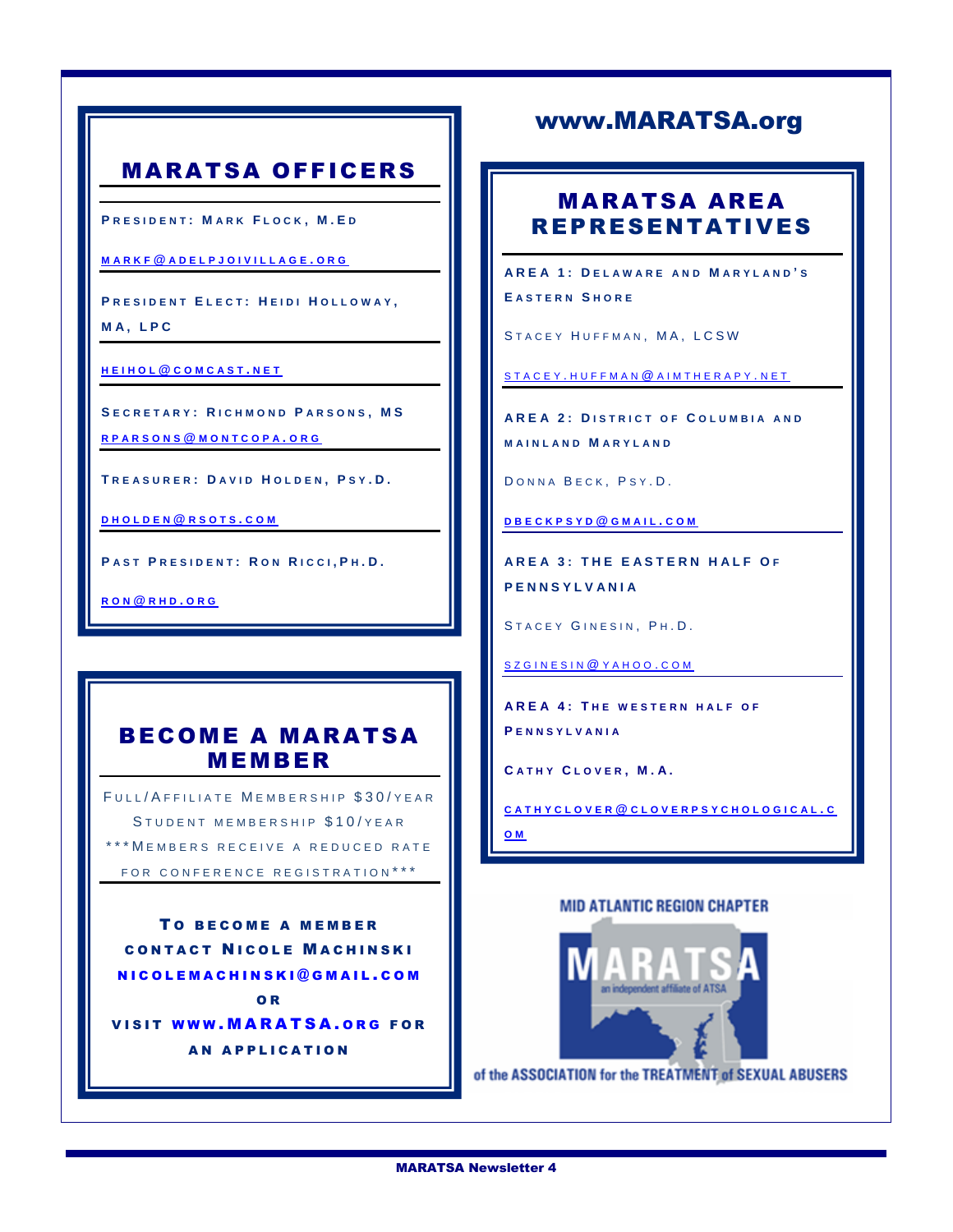## MARATSA OFFICERS

PRESIDENT: MARK FLOCK, M.ED

MARKF@ADELPJOIVILLAGE.ORG

PRESIDENT ELECT: HEIDI HOLLOWAY, MA, LPC

HEIHOL@COMCAST.NET

SECRETARY: RICHMOND PARSONS, MS

RPARSONS@MONTCOPA.ORG

TREASURER: DAVID HOLDEN, PSY.D.

DHOLDEN@RSOTS.COM

PAST PRESIDENT: RON RICCI,PH.D.

RON@RHD.ORG

## BECOME A MARATSA MEMBER

FULL/AFFILIATE MEMBERSHIP $30/YEAR

STUDENT MEMBERSHIP $10/YEAR

***MEMBERS RECEIVE A REDUCED RATE FOR CONFERENCE REGISTRATION***

TO BECOME A MEMBER CONTACT NICOLE MACHINSKI NICOLEMACHINSKI@GMAIL.COM OR VISIT WWW.MARATSA.ORG FOR AN APPLICATION

# www.MARATSA.org

## MARATSA AREA REPRESENTATIVES

AREA 1: DELAWARE AND MARYLAND'S EASTERN SHORE

STACEY HUFFMAN, MA, LCSW

STACEY.HUFFMAN@AIMTHERAPY.NET

AREA 2: DISTRICT OF COLUMBIA AND MAINLAND MARYLAND

DONNA BECK, PSY.D.

DBECKPSYD@GMAIL.COM

AREA 3: THE EASTERN HALF OF PENNSYLVANIA

STACEY GINESIN, PH.D.

SZGINESIN@YAHOO.COM

AREA 4: THE WESTERN HALF OF PENNSYLVANIA

CATHY CLOVER, M.A.

CATHYCLOVER@CLOVERPSYCHOLOGICAL.COM

MID ATLANTIC REGION CHAPTER

MARATSA

an independent affiliate of ATSA

of the ASSOCIATION for the TREATMENT of SEXUAL ABUSERS